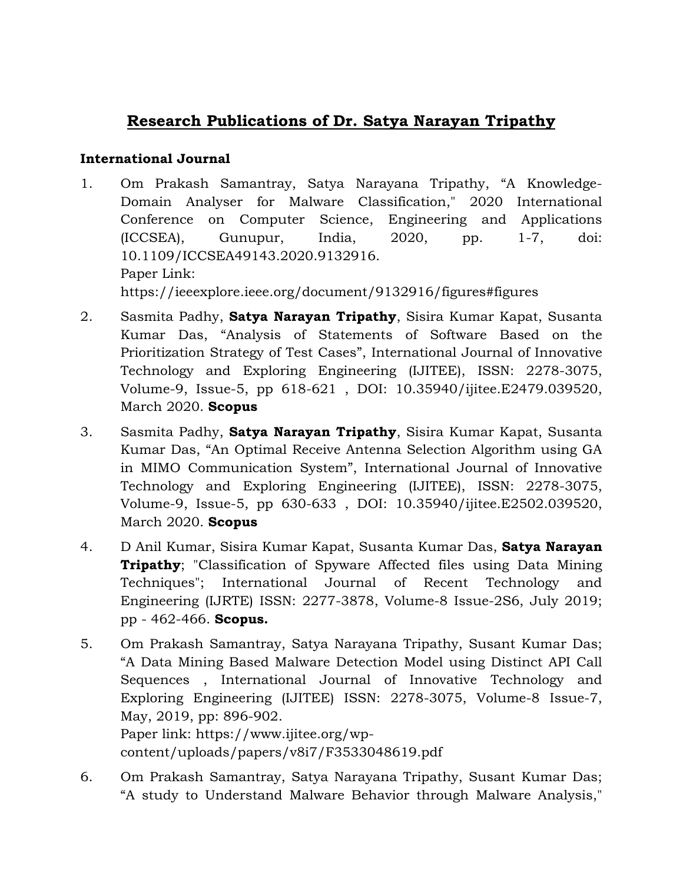# **Research Publications of Dr. Satya Narayan Tripathy**

### International Journal

1. Om Prakash Samantray, Satya Narayana Tripathy, "A Knowledge-Domain Analyser for Malware Classification," 2020 International Conference on Computer Science, Engineering and Applications (ICCSEA), Gunupur, India, 2020, pp. 1-7, doi: 10.1109/ICCSEA49143.2020.9132916.
   Paper Link:
   https://ieeexplore.ieee.org/document/9132916/figures#figures

2. Sasmita Padhy, **Satya Narayan Tripathy**, Sisira Kumar Kapat, Susanta Kumar Das, "Analysis of Statements of Software Based on the Prioritization Strategy of Test Cases", International Journal of Innovative Technology and Exploring Engineering (IJITEE), ISSN: 2278-3075, Volume-9, Issue-5, pp 618-621 , DOI: 10.35940/ijitee.E2479.039520, March 2020. **Scopus**

3. Sasmita Padhy, **Satya Narayan Tripathy**, Sisira Kumar Kapat, Susanta Kumar Das, "An Optimal Receive Antenna Selection Algorithm using GA in MIMO Communication System", International Journal of Innovative Technology and Exploring Engineering (IJITEE), ISSN: 2278-3075, Volume-9, Issue-5, pp 630-633 , DOI: 10.35940/ijitee.E2502.039520, March 2020. **Scopus**

4. D Anil Kumar, Sisira Kumar Kapat, Susanta Kumar Das, **Satya Narayan Tripathy**; "Classification of Spyware Affected files using Data Mining Techniques"; International Journal of Recent Technology and Engineering (IJRTE) ISSN: 2277-3878, Volume-8 Issue-2S6, July 2019; pp - 462-466. **Scopus.**

5. Om Prakash Samantray, Satya Narayana Tripathy, Susant Kumar Das; "A Data Mining Based Malware Detection Model using Distinct API Call Sequences , International Journal of Innovative Technology and Exploring Engineering (IJITEE) ISSN: 2278-3075, Volume-8 Issue-7, May, 2019, pp: 896-902.
   Paper link: https://www.ijitee.org/wp-content/uploads/papers/v8i7/F3533048619.pdf

6. Om Prakash Samantray, Satya Narayana Tripathy, Susant Kumar Das; "A study to Understand Malware Behavior through Malware Analysis,"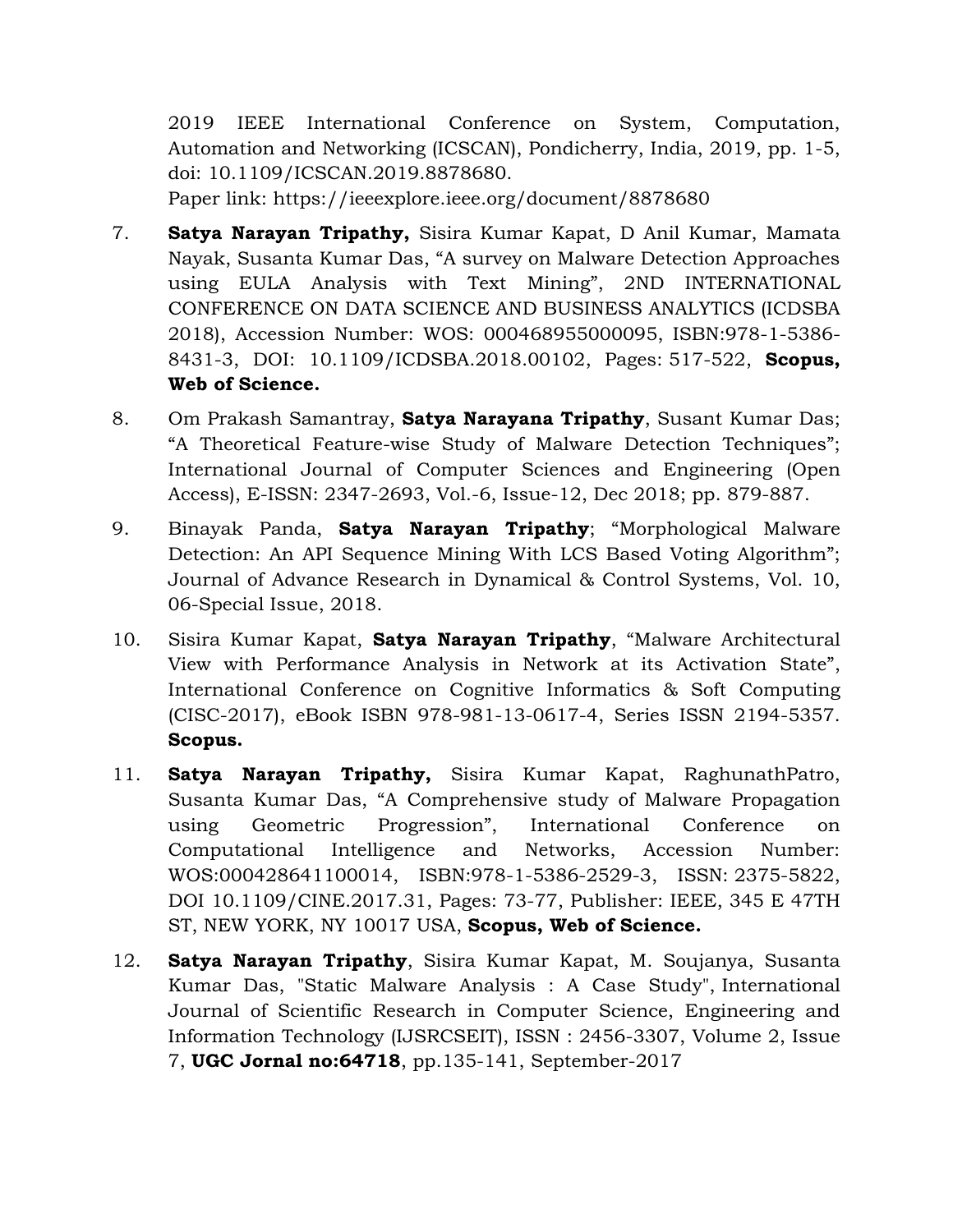2019 IEEE International Conference on System, Computation, Automation and Networking (ICSCAN), Pondicherry, India, 2019, pp. 1-5, doi: 10.1109/ICSCAN.2019.8878680.
Paper link: https://ieeexplore.ieee.org/document/8878680

7. **Satya Narayan Tripathy,** Sisira Kumar Kapat, D Anil Kumar, Mamata Nayak, Susanta Kumar Das, “A survey on Malware Detection Approaches using EULA Analysis with Text Mining”, 2ND INTERNATIONAL CONFERENCE ON DATA SCIENCE AND BUSINESS ANALYTICS (ICDSBA 2018), Accession Number: WOS: 000468955000095, ISBN:978-1-5386-8431-3, DOI: 10.1109/ICDSBA.2018.00102, Pages: 517-522, **Scopus, Web of Science.**

8. Om Prakash Samantray, **Satya Narayana Tripathy**, Susant Kumar Das; “A Theoretical Feature-wise Study of Malware Detection Techniques”; International Journal of Computer Sciences and Engineering (Open Access), E-ISSN: 2347-2693, Vol.-6, Issue-12, Dec 2018; pp. 879-887.

9. Binayak Panda, **Satya Narayan Tripathy**; “Morphological Malware Detection: An API Sequence Mining With LCS Based Voting Algorithm”; Journal of Advance Research in Dynamical & Control Systems, Vol. 10, 06-Special Issue, 2018.

10. Sisira Kumar Kapat, **Satya Narayan Tripathy**, “Malware Architectural View with Performance Analysis in Network at its Activation State”, International Conference on Cognitive Informatics & Soft Computing (CISC-2017), eBook ISBN 978-981-13-0617-4, Series ISSN 2194-5357. **Scopus.**

11. **Satya Narayan Tripathy,** Sisira Kumar Kapat, RaghunathPatro, Susanta Kumar Das, “A Comprehensive study of Malware Propagation using Geometric Progression”, International Conference on Computational Intelligence and Networks, Accession Number: WOS:000428641100014, ISBN:978-1-5386-2529-3, ISSN: 2375-5822, DOI 10.1109/CINE.2017.31, Pages: 73-77, Publisher: IEEE, 345 E 47TH ST, NEW YORK, NY 10017 USA, **Scopus, Web of Science.**

12. **Satya Narayan Tripathy**, Sisira Kumar Kapat, M. Soujanya, Susanta Kumar Das, "Static Malware Analysis : A Case Study", International Journal of Scientific Research in Computer Science, Engineering and Information Technology (IJSRCSEIT), ISSN : 2456-3307, Volume 2, Issue 7, **UGC Jornal no:64718**, pp.135-141, September-2017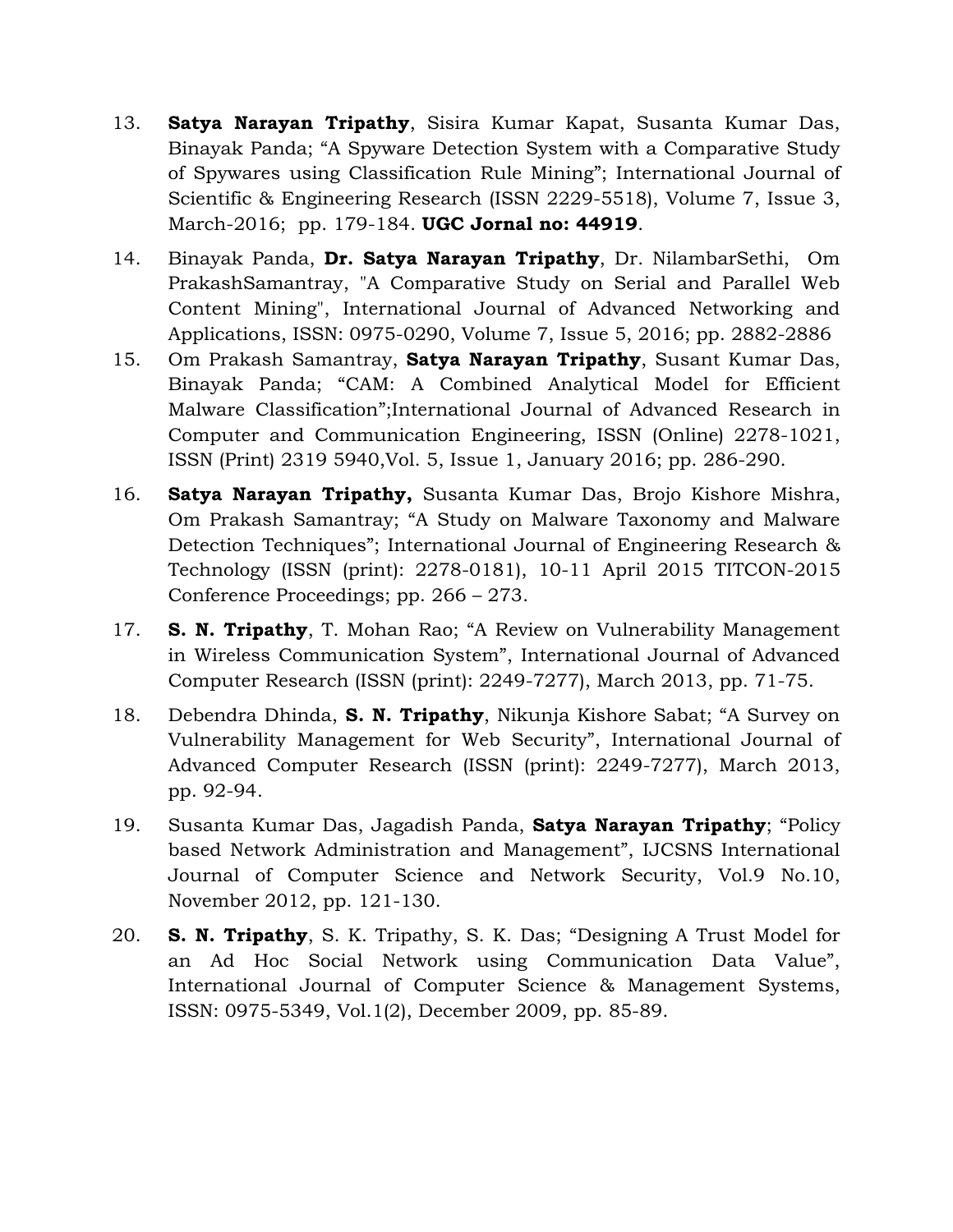13. **Satya Narayan Tripathy**, Sisira Kumar Kapat, Susanta Kumar Das, Binayak Panda; “A Spyware Detection System with a Comparative Study of Spywares using Classification Rule Mining”; International Journal of Scientific & Engineering Research (ISSN 2229-5518), Volume 7, Issue 3, March-2016; pp. 179-184. **UGC Jornal no: 44919**.

14. Binayak Panda, **Dr. Satya Narayan Tripathy**, Dr. NilambarSethi, Om PrakashSamantray, "A Comparative Study on Serial and Parallel Web Content Mining", International Journal of Advanced Networking and Applications, ISSN: 0975-0290, Volume 7, Issue 5, 2016; pp. 2882-2886

15. Om Prakash Samantray, **Satya Narayan Tripathy**, Susant Kumar Das, Binayak Panda; “CAM: A Combined Analytical Model for Efficient Malware Classification”;International Journal of Advanced Research in Computer and Communication Engineering, ISSN (Online) 2278-1021, ISSN (Print) 2319 5940,Vol. 5, Issue 1, January 2016; pp. 286-290.

16. **Satya Narayan Tripathy,** Susanta Kumar Das, Brojo Kishore Mishra, Om Prakash Samantray; “A Study on Malware Taxonomy and Malware Detection Techniques”; International Journal of Engineering Research & Technology (ISSN (print): 2278-0181), 10-11 April 2015 TITCON-2015 Conference Proceedings; pp. 266 – 273.

17. **S. N. Tripathy**, T. Mohan Rao; “A Review on Vulnerability Management in Wireless Communication System”, International Journal of Advanced Computer Research (ISSN (print): 2249-7277), March 2013, pp. 71-75.

18. Debendra Dhinda, **S. N. Tripathy**, Nikunja Kishore Sabat; “A Survey on Vulnerability Management for Web Security”, International Journal of Advanced Computer Research (ISSN (print): 2249-7277), March 2013, pp. 92-94.

19. Susanta Kumar Das, Jagadish Panda, **Satya Narayan Tripathy**; “Policy based Network Administration and Management”, IJCSNS International Journal of Computer Science and Network Security, Vol.9 No.10, November 2012, pp. 121-130.

20. **S. N. Tripathy**, S. K. Tripathy, S. K. Das; “Designing A Trust Model for an Ad Hoc Social Network using Communication Data Value”, International Journal of Computer Science & Management Systems, ISSN: 0975-5349, Vol.1(2), December 2009, pp. 85-89.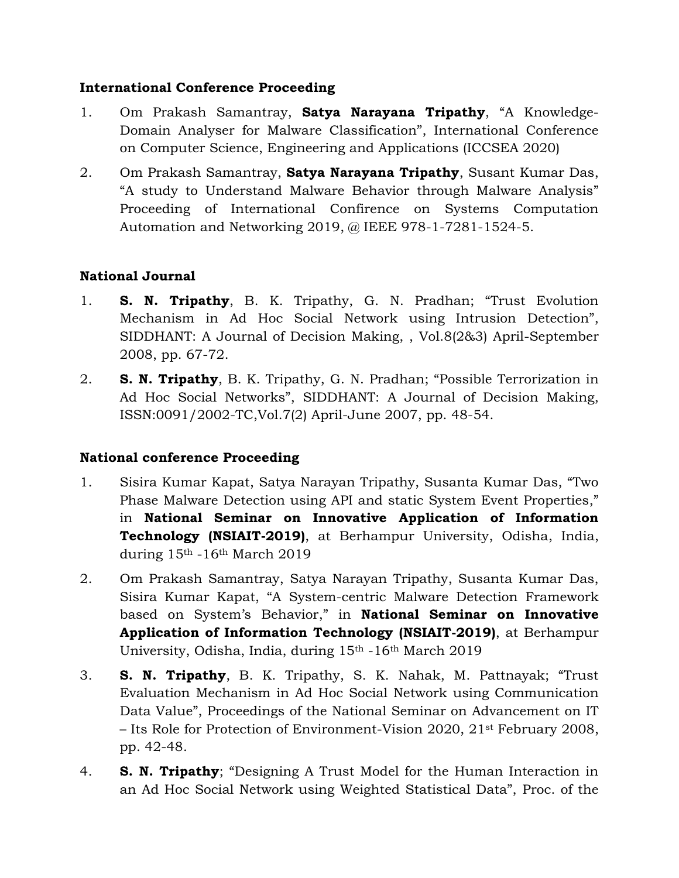**International Conference Proceeding**

1. Om Prakash Samantray, **Satya Narayana Tripathy**, "A Knowledge-Domain Analyser for Malware Classification", International Conference on Computer Science, Engineering and Applications (ICCSEA 2020)
2. Om Prakash Samantray, **Satya Narayana Tripathy**, Susant Kumar Das, "A study to Understand Malware Behavior through Malware Analysis" Proceeding of International Confirence on Systems Computation Automation and Networking 2019, @ IEEE 978-1-7281-1524-5.

**National Journal**

1. **S. N. Tripathy**, B. K. Tripathy, G. N. Pradhan; "Trust Evolution Mechanism in Ad Hoc Social Network using Intrusion Detection", SIDDHANT: A Journal of Decision Making, , Vol.8(2&3) April-September 2008, pp. 67-72.
2. **S. N. Tripathy**, B. K. Tripathy, G. N. Pradhan; "Possible Terrorization in Ad Hoc Social Networks", SIDDHANT: A Journal of Decision Making, ISSN:0091/2002-TC,Vol.7(2) April-June 2007, pp. 48-54.

**National conference Proceeding**

1. Sisira Kumar Kapat, Satya Narayan Tripathy, Susanta Kumar Das, "Two Phase Malware Detection using API and static System Event Properties," in **National Seminar on Innovative Application of Information Technology (NSIAIT-2019)**, at Berhampur University, Odisha, India, during 15th -16th March 2019
2. Om Prakash Samantray, Satya Narayan Tripathy, Susanta Kumar Das, Sisira Kumar Kapat, "A System-centric Malware Detection Framework based on System's Behavior," in **National Seminar on Innovative Application of Information Technology (NSIAIT-2019)**, at Berhampur University, Odisha, India, during 15th -16th March 2019
3. **S. N. Tripathy**, B. K. Tripathy, S. K. Nahak, M. Pattnayak; "Trust Evaluation Mechanism in Ad Hoc Social Network using Communication Data Value", Proceedings of the National Seminar on Advancement on IT – Its Role for Protection of Environment-Vision 2020, 21st February 2008, pp. 42-48.
4. **S. N. Tripathy**; "Designing A Trust Model for the Human Interaction in an Ad Hoc Social Network using Weighted Statistical Data", Proc. of the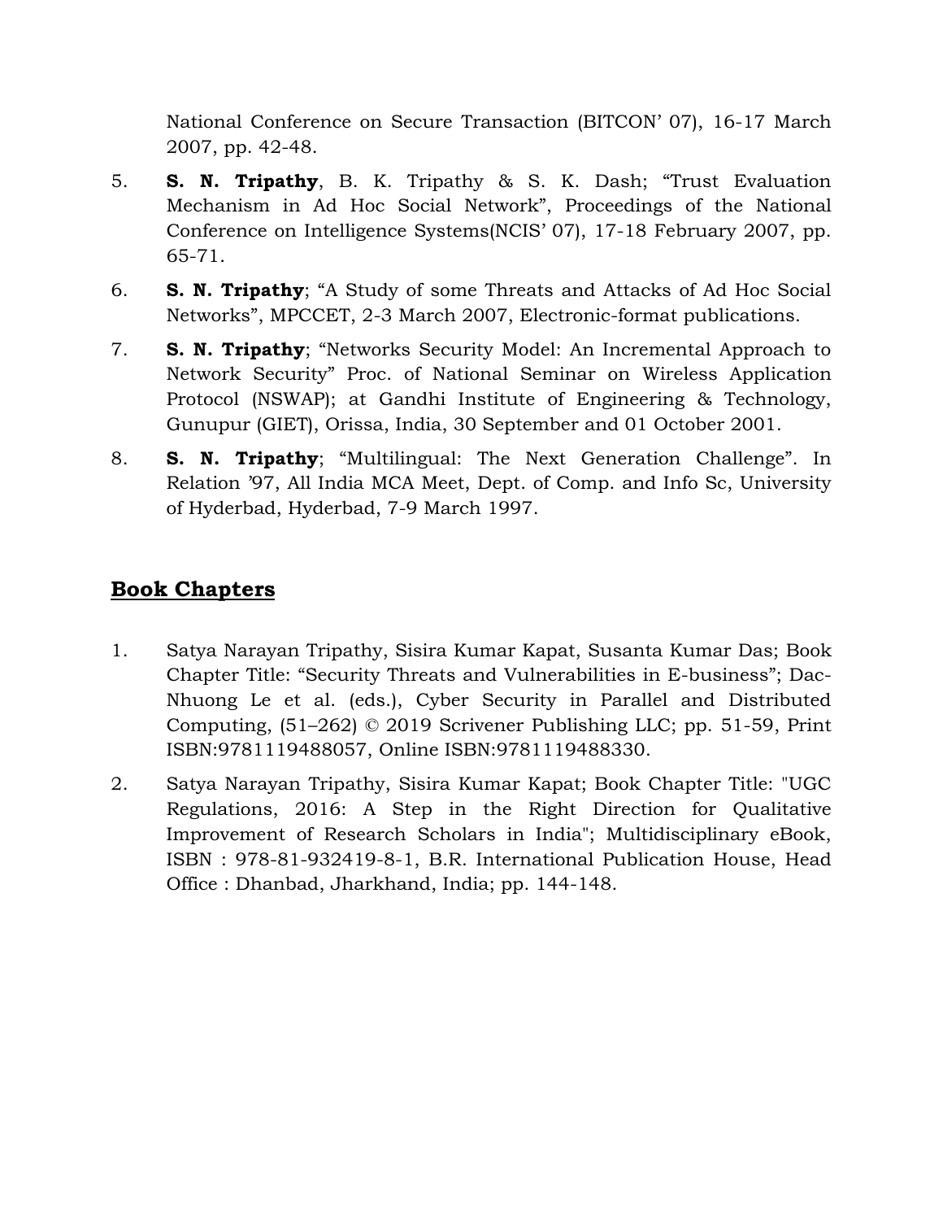National Conference on Secure Transaction (BITCON’ 07), 16-17 March 2007, pp. 42-48.

5. **S. N. Tripathy**, B. K. Tripathy & S. K. Dash; “Trust Evaluation Mechanism in Ad Hoc Social Network”, Proceedings of the National Conference on Intelligence Systems(NCIS’ 07), 17-18 February 2007, pp. 65-71.
6. **S. N. Tripathy**; “A Study of some Threats and Attacks of Ad Hoc Social Networks”, MPCCET, 2-3 March 2007, Electronic-format publications.
7. **S. N. Tripathy**; “Networks Security Model: An Incremental Approach to Network Security” Proc. of National Seminar on Wireless Application Protocol (NSWAP); at Gandhi Institute of Engineering & Technology, Gunupur (GIET), Orissa, India, 30 September and 01 October 2001.
8. **S. N. Tripathy**; “Multilingual: The Next Generation Challenge”. In Relation ’97, All India MCA Meet, Dept. of Comp. and Info Sc, University of Hyderbad, Hyderbad, 7-9 March 1997.

## Book Chapters

1. Satya Narayan Tripathy, Sisira Kumar Kapat, Susanta Kumar Das; Book Chapter Title: “Security Threats and Vulnerabilities in E-business”; Dac-Nhuong Le et al. (eds.), Cyber Security in Parallel and Distributed Computing, (51–262) © 2019 Scrivener Publishing LLC; pp. 51-59, Print ISBN:9781119488057, Online ISBN:9781119488330.
2. Satya Narayan Tripathy, Sisira Kumar Kapat; Book Chapter Title: "UGC Regulations, 2016: A Step in the Right Direction for Qualitative Improvement of Research Scholars in India"; Multidisciplinary eBook, ISBN : 978-81-932419-8-1, B.R. International Publication House, Head Office : Dhanbad, Jharkhand, India; pp. 144-148.